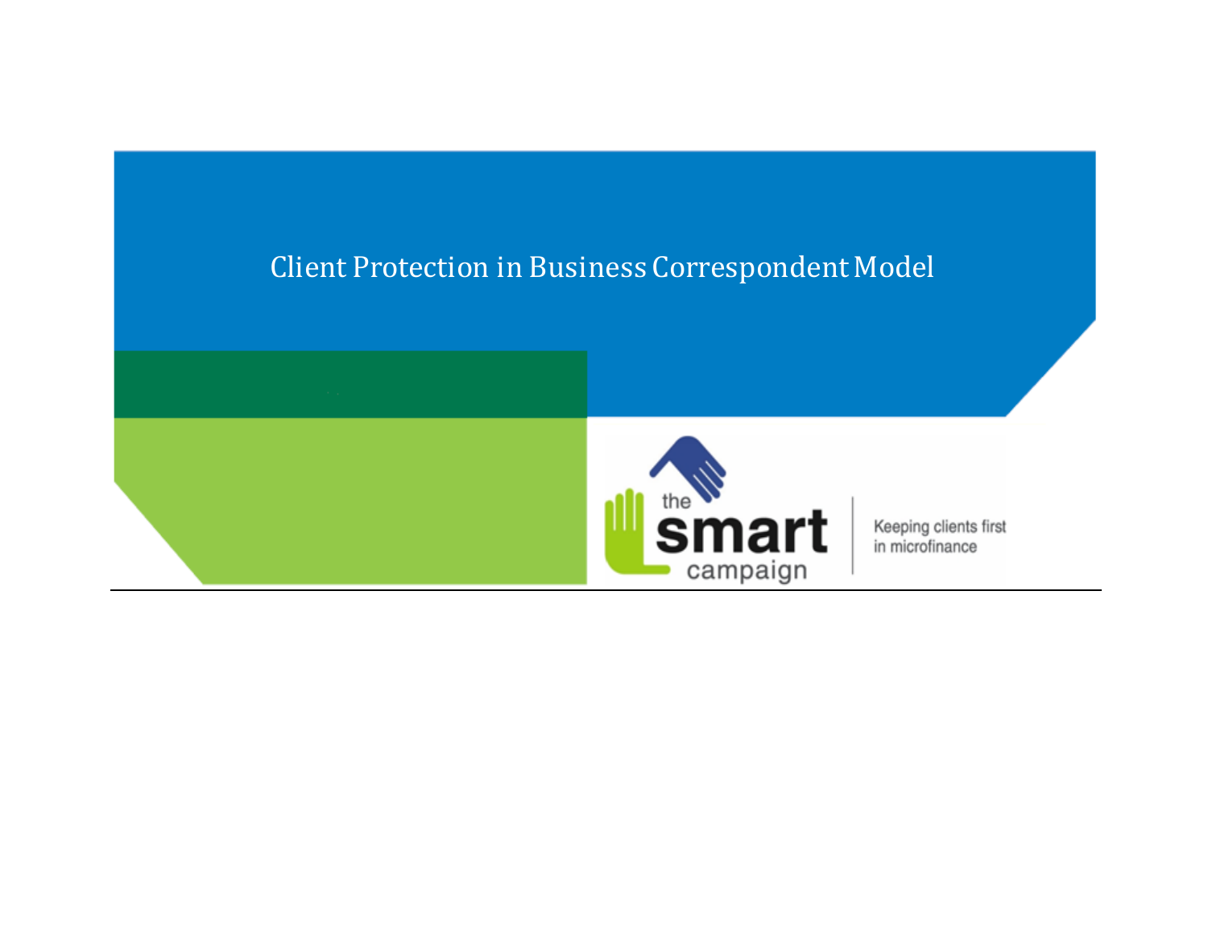# Client Protection in Business Correspondent Model

the smart campaign

Keeping clients first in microfinance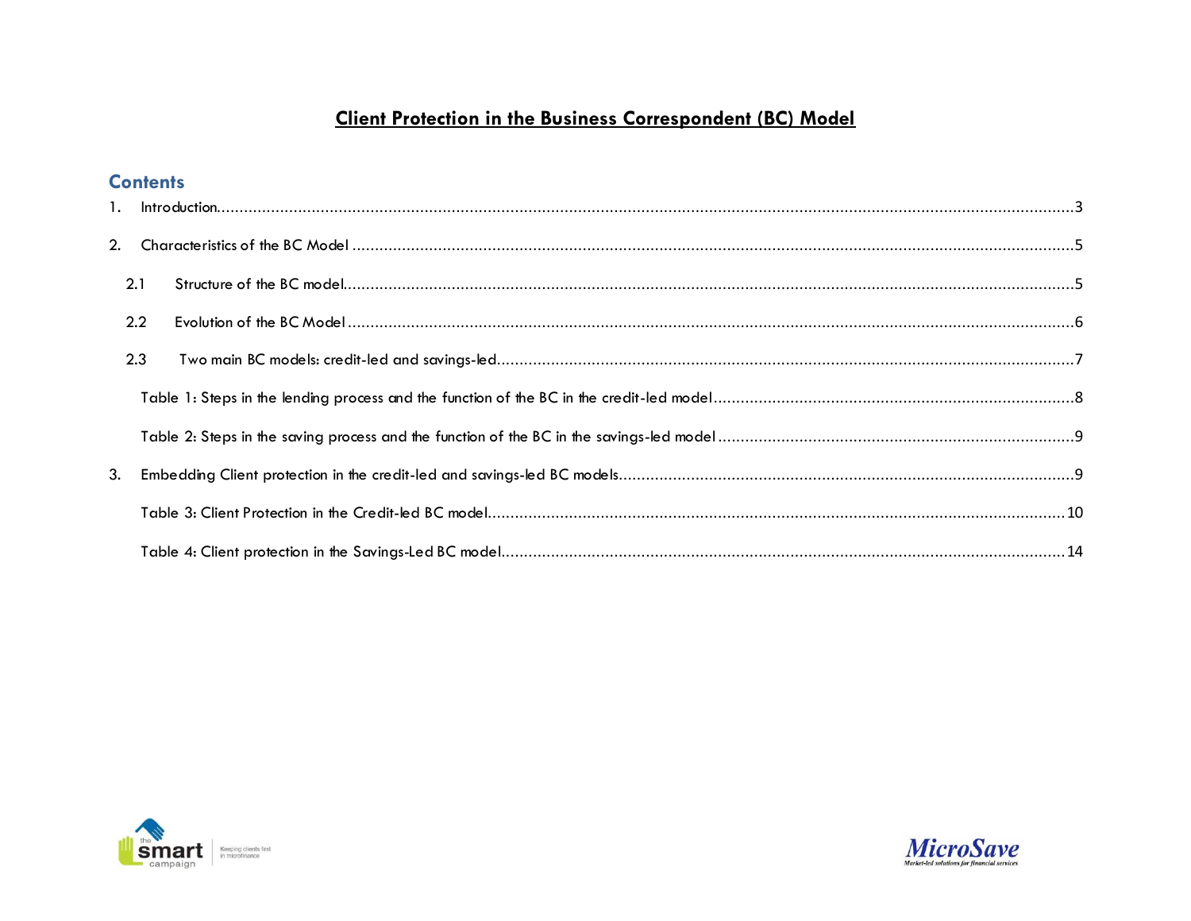# Client Protection in the Business Correspondent (BC) Model

## Contents

1. Introduction....3
2. Characteristics of the BC Model....5
   - 2.1 Structure of the BC model....5
   - 2.2 Evolution of the BC Model....6
   - 2.3 Two main BC models: credit-led and savings-led....7
     - Table 1: Steps in the lending process and the function of the BC in the credit-led model....8
     - Table 2: Steps in the saving process and the function of the BC in the savings-led model....9
3. Embedding Client protection in the credit-led and savings-led BC models....9
   - Table 3: Client Protection in the Credit-led BC model....10
   - Table 4: Client protection in the Savings-Led BC model....14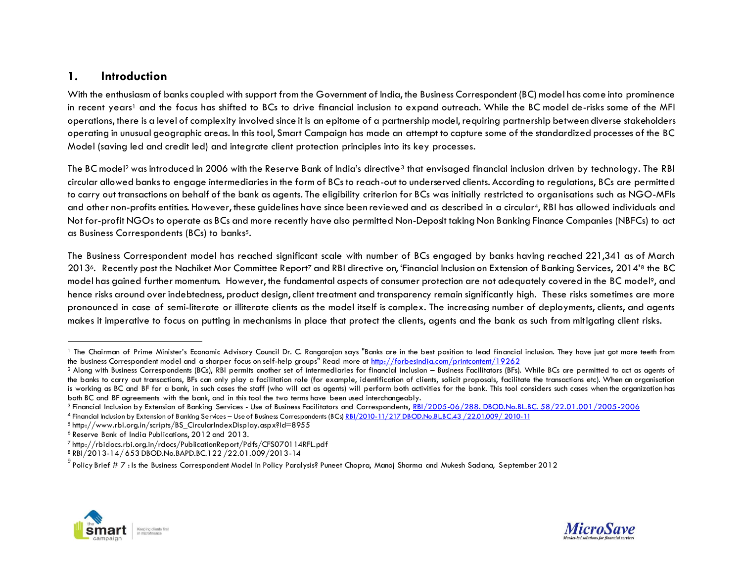## 1. Introduction

With the enthusiasm of banks coupled with support from the Government of India, the Business Correspondent (BC) model has come into prominence in recent years[1] and the focus has shifted to BCs to drive financial inclusion to expand outreach. While the BC model de-risks some of the MFI operations, there is a level of complexity involved since it is an epitome of a partnership model, requiring partnership between diverse stakeholders operating in unusual geographic areas. In this tool, Smart Campaign has made an attempt to capture some of the standardized processes of the BC Model (saving led and credit led) and integrate client protection principles into its key processes.

The BC model[2] was introduced in 2006 with the Reserve Bank of India's directive[3] that envisaged financial inclusion driven by technology. The RBI circular allowed banks to engage intermediaries in the form of BCs to reach-out to underserved clients. According to regulations, BCs are permitted to carry out transactions on behalf of the bank as agents. The eligibility criterion for BCs was initially restricted to organisations such as NGO-MFIs and other non-profits entities. However, these guidelines have since been reviewed and as described in a circular[4], RBI has allowed individuals and Not for-profit NGOs to operate as BCs and more recently have also permitted Non-Deposit taking Non Banking Finance Companies (NBFCs) to act as Business Correspondents (BCs) to banks[5].

The Business Correspondent model has reached significant scale with number of BCs engaged by banks having reached 221,341 as of March 2013[6]. Recently post the Nachiket Mor Committee Report[7] and RBI directive on, 'Financial Inclusion on Extension of Banking Services, 2014'[8] the BC model has gained further momentum. However, the fundamental aspects of consumer protection are not adequately covered in the BC model[9], and hence risks around over indebtedness, product design, client treatment and transparency remain significantly high. These risks sometimes are more pronounced in case of semi-literate or illiterate clients as the model itself is complex. The increasing number of deployments, clients, and agents makes it imperative to focus on putting in mechanisms in place that protect the clients, agents and the bank as such from mitigating client risks.

---

[1] The Chairman of Prime Minister's Economic Advisory Council Dr. C. Rangarajan says "Banks are in the best position to lead financial inclusion. They have just got more teeth from the business Correspondent model and a sharper focus on self-help groups" Read more at http://forbesindia.com/printcontent/19262

[2] Along with Business Correspondents (BCs), RBI permits another set of intermediaries for financial inclusion – Business Facilitators (BFs). While BCs are permitted to act as agents of the banks to carry out transactions, BFs can only play a facilitation role (for example, identification of clients, solicit proposals, facilitate the transactions etc). When an organisation is working as BC and BF for a bank, in such cases the staff (who will act as agents) will perform both activities for the bank. This tool considers such cases when the organization has both BC and BF agreements with the bank, and in this tool the two terms have been used interchangeably.

[3] Financial Inclusion by Extension of Banking Services - Use of Business Facilitators and Correspondents, RBI/2005-06/288. DBOD.No.BL.BC. 58/22.01.001/2005-2006

[4] Financial Inclusion by Extension of Banking Services – Use of Business Correspondents (BCs) RBI/2010-11/217 DBOD.No.BL.BC.43 /22.01.009/ 2010-11

[5] http://www.rbi.org.in/scripts/BS_CircularIndexDisplay.aspx?Id=8955

[6] Reserve Bank of India Publications, 2012 and 2013.

[7] http://rbidocs.rbi.org.in/rdocs/PublicationReport/Pdfs/CFS070114RFL.pdf

[8] RBI/2013-14/ 653 DBOD.No.BAPD.BC.122 /22.01.009/2013-14

[9] Policy Brief # 7 : Is the Business Correspondent Model in Policy Paralysis? Puneet Chopra, Manoj Sharma and Mukesh Sadana, September 2012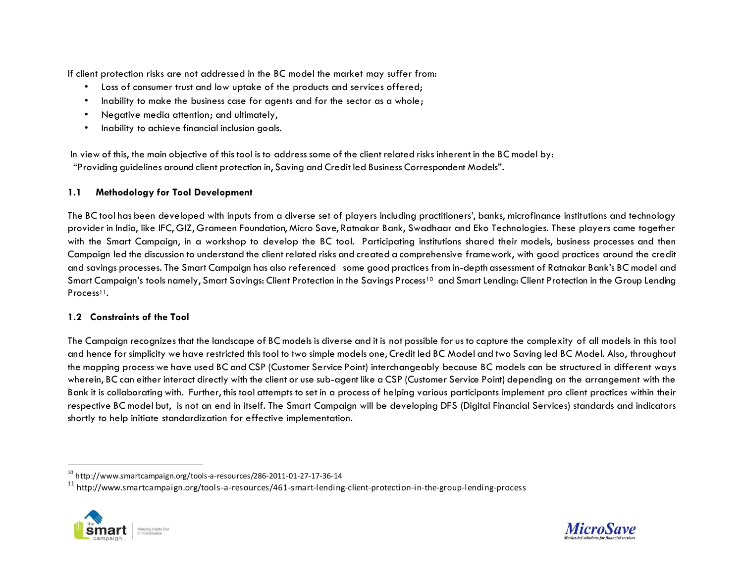If client protection risks are not addressed in the BC model the market may suffer from:

- Loss of consumer trust and low uptake of the products and services offered;
- Inability to make the business case for agents and for the sector as a whole;
- Negative media attention; and ultimately,
- Inability to achieve financial inclusion goals.

In view of this, the main objective of this tool is to address some of the client related risks inherent in the BC model by: "Providing guidelines around client protection in, Saving and Credit led Business Correspondent Models".

### 1.1 Methodology for Tool Development

The BC tool has been developed with inputs from a diverse set of players including practitioners', banks, microfinance institutions and technology provider in India, like IFC, GIZ, Grameen Foundation, Micro Save, Ratnakar Bank, Swadhaar and Eko Technologies. These players came together with the Smart Campaign, in a workshop to develop the BC tool. Participating institutions shared their models, business processes and then Campaign led the discussion to understand the client related risks and created a comprehensive framework, with good practices around the credit and savings processes. The Smart Campaign has also referenced some good practices from in-depth assessment of Ratnakar Bank's BC model and Smart Campaign's tools namely, Smart Savings: Client Protection in the Savings Process[10] and Smart Lending: Client Protection in the Group Lending Process[11].

### 1.2 Constraints of the Tool

The Campaign recognizes that the landscape of BC models is diverse and it is not possible for us to capture the complexity of all models in this tool and hence for simplicity we have restricted this tool to two simple models one, Credit led BC Model and two Saving led BC Model. Also, throughout the mapping process we have used BC and CSP (Customer Service Point) interchangeably because BC models can be structured in different ways wherein, BC can either interact directly with the client or use sub-agent like a CSP (Customer Service Point) depending on the arrangement with the Bank it is collaborating with. Further, this tool attempts to set in a process of helping various participants implement pro client practices within their respective BC model but, is not an end in itself. The Smart Campaign will be developing DFS (Digital Financial Services) standards and indicators shortly to help initiate standardization for effective implementation.

---

[10] http://www.smartcampaign.org/tools-a-resources/286-2011-01-27-17-36-14

[11] http://www.smartcampaign.org/tools-a-resources/461-smart-lending-client-protection-in-the-group-lending-process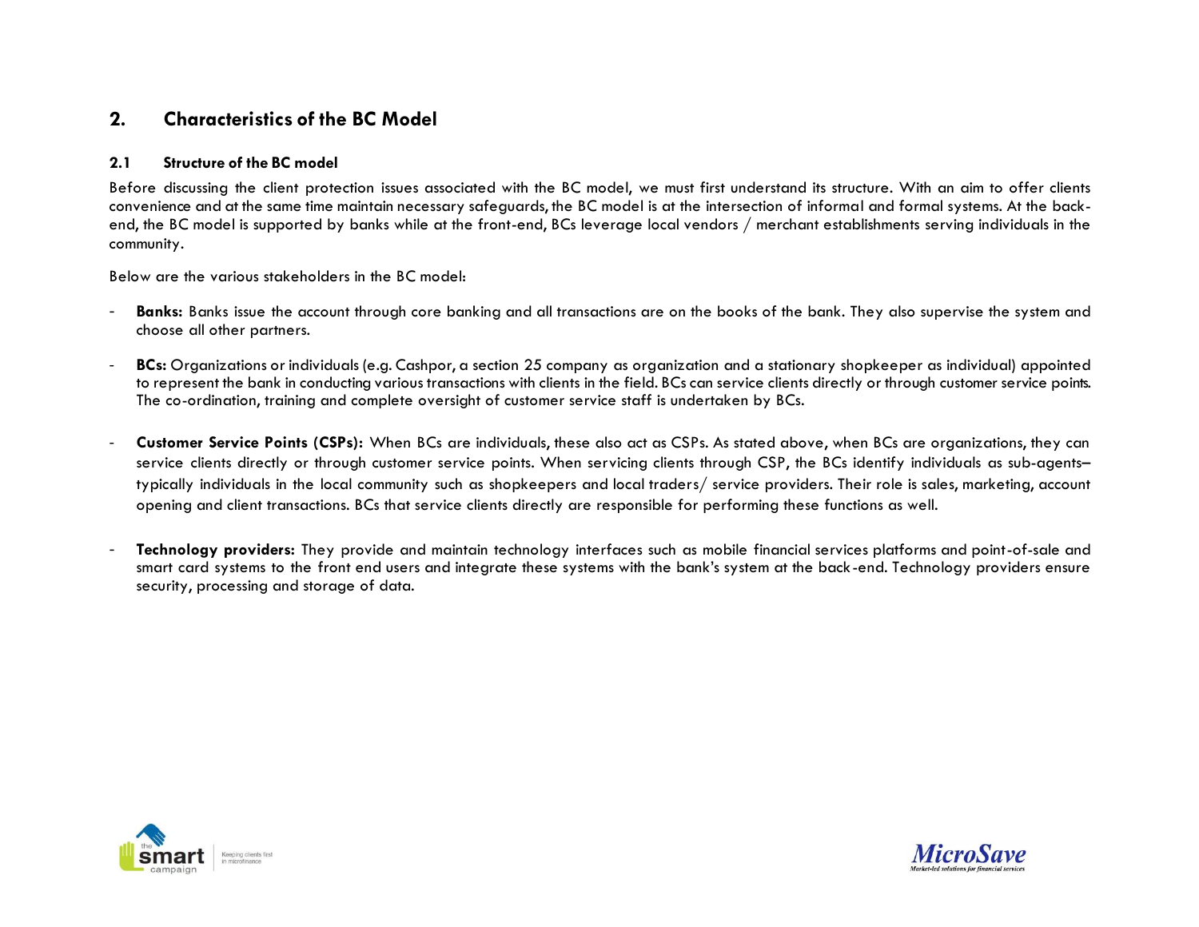## 2. Characteristics of the BC Model

### 2.1 Structure of the BC model

Before discussing the client protection issues associated with the BC model, we must first understand its structure. With an aim to offer clients convenience and at the same time maintain necessary safeguards, the BC model is at the intersection of informal and formal systems. At the back-end, the BC model is supported by banks while at the front-end, BCs leverage local vendors / merchant establishments serving individuals in the community.

Below are the various stakeholders in the BC model:

- **Banks:** Banks issue the account through core banking and all transactions are on the books of the bank. They also supervise the system and choose all other partners.

- **BCs:** Organizations or individuals (e.g. Cashpor, a section 25 company as organization and a stationary shopkeeper as individual) appointed to represent the bank in conducting various transactions with clients in the field. BCs can service clients directly or through customer service points. The co-ordination, training and complete oversight of customer service staff is undertaken by BCs.

- **Customer Service Points (CSPs):** When BCs are individuals, these also act as CSPs. As stated above, when BCs are organizations, they can service clients directly or through customer service points. When servicing clients through CSP, the BCs identify individuals as sub-agents– typically individuals in the local community such as shopkeepers and local traders/ service providers. Their role is sales, marketing, account opening and client transactions. BCs that service clients directly are responsible for performing these functions as well.

- **Technology providers:** They provide and maintain technology interfaces such as mobile financial services platforms and point-of-sale and smart card systems to the front end users and integrate these systems with the bank's system at the back-end. Technology providers ensure security, processing and storage of data.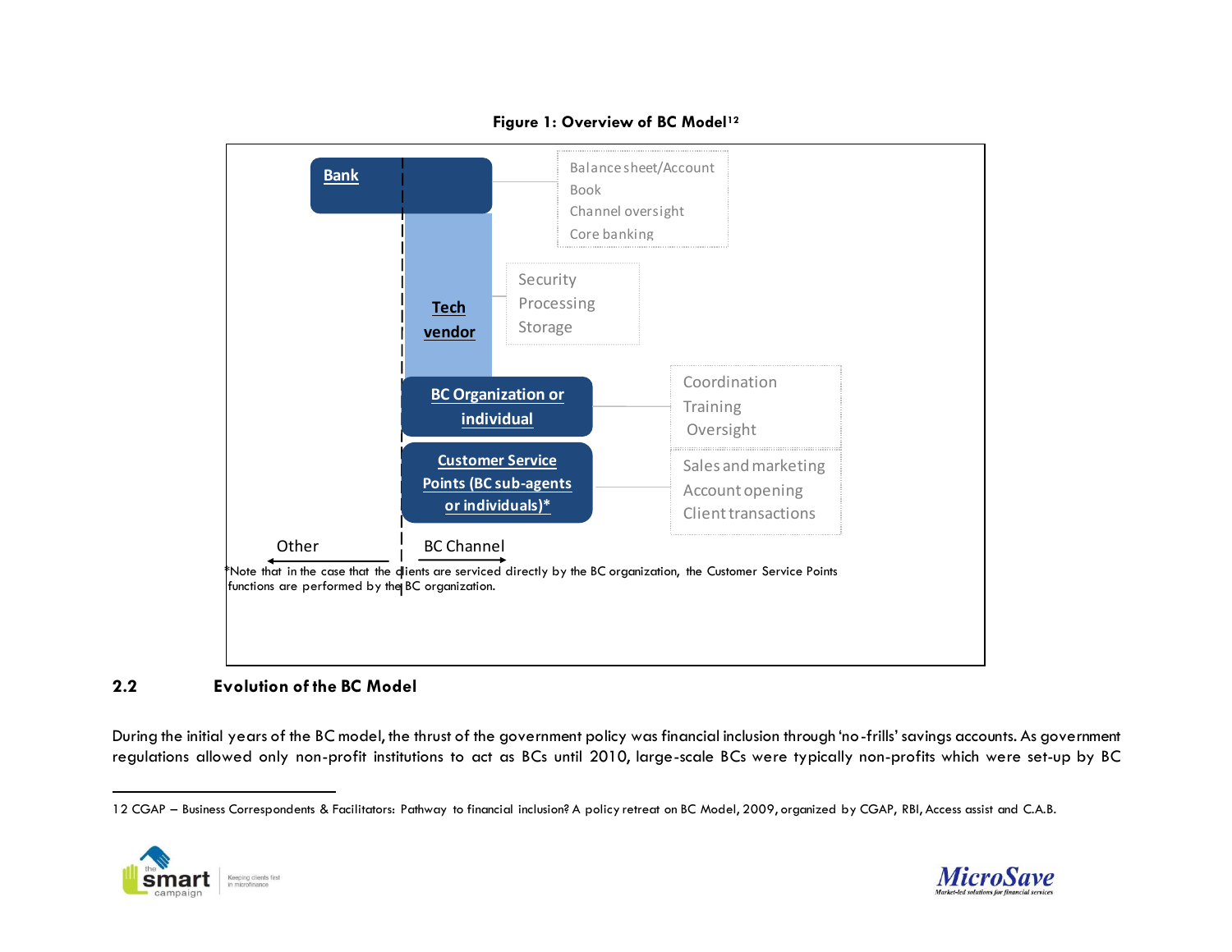**Figure 1: Overview of BC Model[12]**

| Entity | Functions |
|---|---|
| Bank | Balance sheet/Account Book; Channel oversight; Core banking |
| Tech vendor | Security; Processing; Storage |
| BC Organization or individual | Coordination; Training; Oversight |
| Customer Service Points (BC sub-agents or individuals)* | Sales and marketing; Account opening; Client transactions |

Other ← | → BC Channel

*Note that in the case that the clients are serviced directly by the BC organization, the Customer Service Points functions are performed by the BC organization.

## 2.2 Evolution of the BC Model

During the initial years of the BC model, the thrust of the government policy was financial inclusion through 'no-frills' savings accounts. As government regulations allowed only non-profit institutions to act as BCs until 2010, large-scale BCs were typically non-profits which were set-up by BC

---

12 CGAP – Business Correspondents & Facilitators: Pathway to financial inclusion? A policy retreat on BC Model, 2009, organized by CGAP, RBI, Access assist and C.A.B.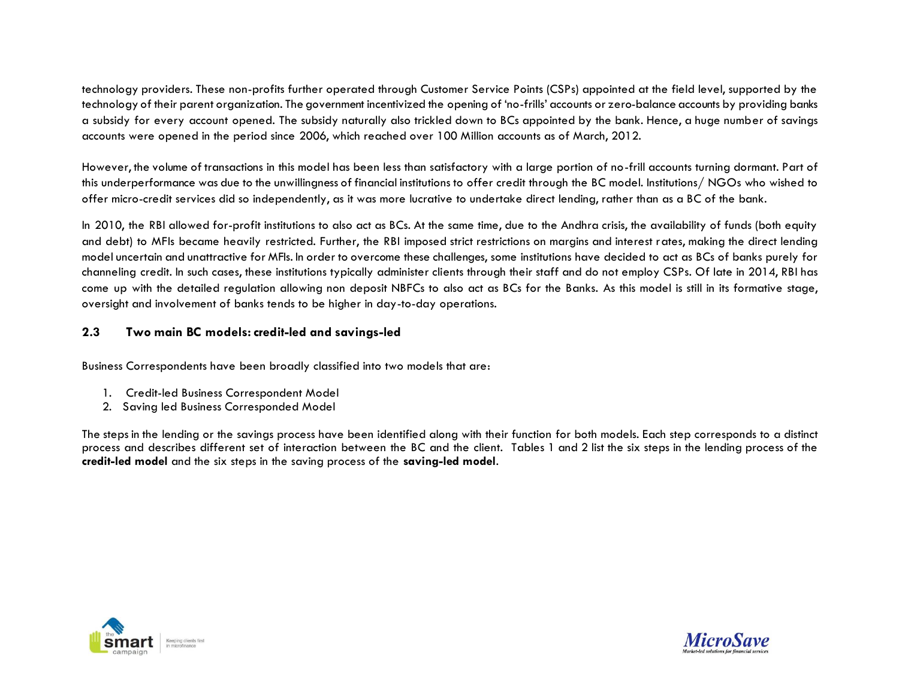technology providers. These non-profits further operated through Customer Service Points (CSPs) appointed at the field level, supported by the technology of their parent organization. The government incentivized the opening of 'no-frills' accounts or zero-balance accounts by providing banks a subsidy for every account opened. The subsidy naturally also trickled down to BCs appointed by the bank. Hence, a huge number of savings accounts were opened in the period since 2006, which reached over 100 Million accounts as of March, 2012.

However, the volume of transactions in this model has been less than satisfactory with a large portion of no-frill accounts turning dormant. Part of this underperformance was due to the unwillingness of financial institutions to offer credit through the BC model. Institutions/ NGOs who wished to offer micro-credit services did so independently, as it was more lucrative to undertake direct lending, rather than as a BC of the bank.

In 2010, the RBI allowed for-profit institutions to also act as BCs. At the same time, due to the Andhra crisis, the availability of funds (both equity and debt) to MFIs became heavily restricted. Further, the RBI imposed strict restrictions on margins and interest rates, making the direct lending model uncertain and unattractive for MFIs. In order to overcome these challenges, some institutions have decided to act as BCs of banks purely for channeling credit. In such cases, these institutions typically administer clients through their staff and do not employ CSPs. Of late in 2014, RBI has come up with the detailed regulation allowing non deposit NBFCs to also act as BCs for the Banks. As this model is still in its formative stage, oversight and involvement of banks tends to be higher in day-to-day operations.

### 2.3 Two main BC models: credit-led and savings-led

Business Correspondents have been broadly classified into two models that are:

1. Credit-led Business Correspondent Model
2. Saving led Business Corresponded Model

The steps in the lending or the savings process have been identified along with their function for both models. Each step corresponds to a distinct process and describes different set of interaction between the BC and the client. Tables 1 and 2 list the six steps in the lending process of the **credit-led model** and the six steps in the saving process of the **saving-led model**.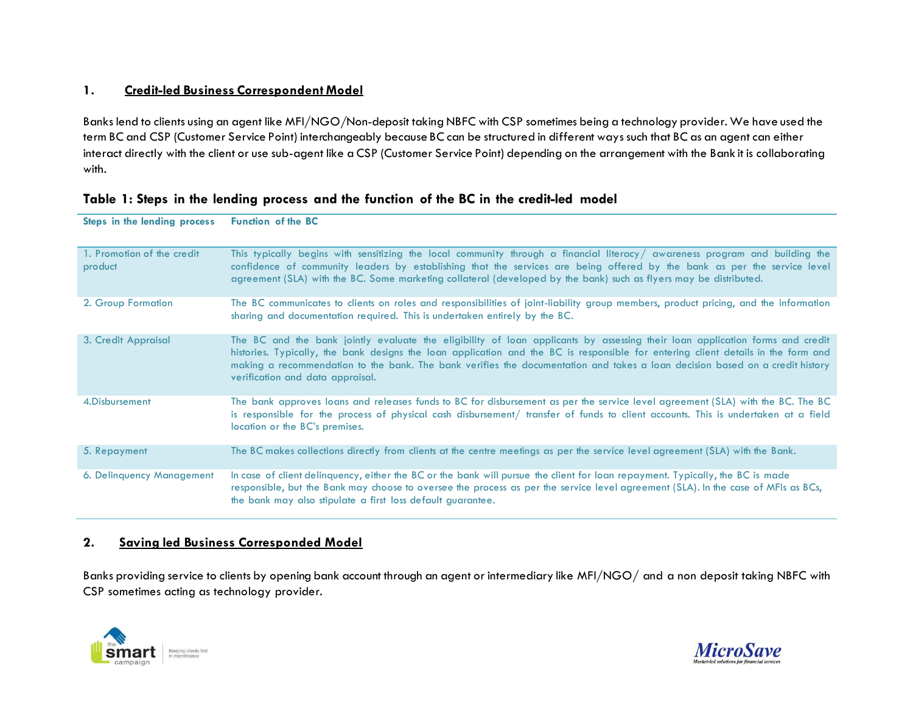## 1. Credit-led Business Correspondent Model

Banks lend to clients using an agent like MFI/NGO/Non-deposit taking NBFC with CSP sometimes being a technology provider. We have used the term BC and CSP (Customer Service Point) interchangeably because BC can be structured in different ways such that BC as an agent can either interact directly with the client or use sub-agent like a CSP (Customer Service Point) depending on the arrangement with the Bank it is collaborating with.

**Table 1: Steps in the lending process and the function of the BC in the credit-led model**

| Steps in the lending process | Function of the BC |
|---|---|
| 1. Promotion of the credit product | This typically begins with sensitizing the local community through a financial literacy/ awareness program and building the confidence of community leaders by establishing that the services are being offered by the bank as per the service level agreement (SLA) with the BC. Some marketing collateral (developed by the bank) such as flyers may be distributed. |
| 2. Group Formation | The BC communicates to clients on roles and responsibilities of joint-liability group members, product pricing, and the information sharing and documentation required. This is undertaken entirely by the BC. |
| 3. Credit Appraisal | The BC and the bank jointly evaluate the eligibility of loan applicants by assessing their loan application forms and credit histories. Typically, the bank designs the loan application and the BC is responsible for entering client details in the form and making a recommendation to the bank. The bank verifies the documentation and takes a loan decision based on a credit history verification and data appraisal. |
| 4.Disbursement | The bank approves loans and releases funds to BC for disbursement as per the service level agreement (SLA) with the BC. The BC is responsible for the process of physical cash disbursement/ transfer of funds to client accounts. This is undertaken at a field location or the BC's premises. |
| 5. Repayment | The BC makes collections directly from clients at the centre meetings as per the service level agreement (SLA) with the Bank. |
| 6. Delinquency Management | In case of client delinquency, either the BC or the bank will pursue the client for loan repayment. Typically, the BC is made responsible, but the Bank may choose to oversee the process as per the service level agreement (SLA). In the case of MFIs as BCs, the bank may also stipulate a first loss default guarantee. |

## 2. Saving led Business Corresponded Model

Banks providing service to clients by opening bank account through an agent or intermediary like MFI/NGO/ and a non deposit taking NBFC with CSP sometimes acting as technology provider.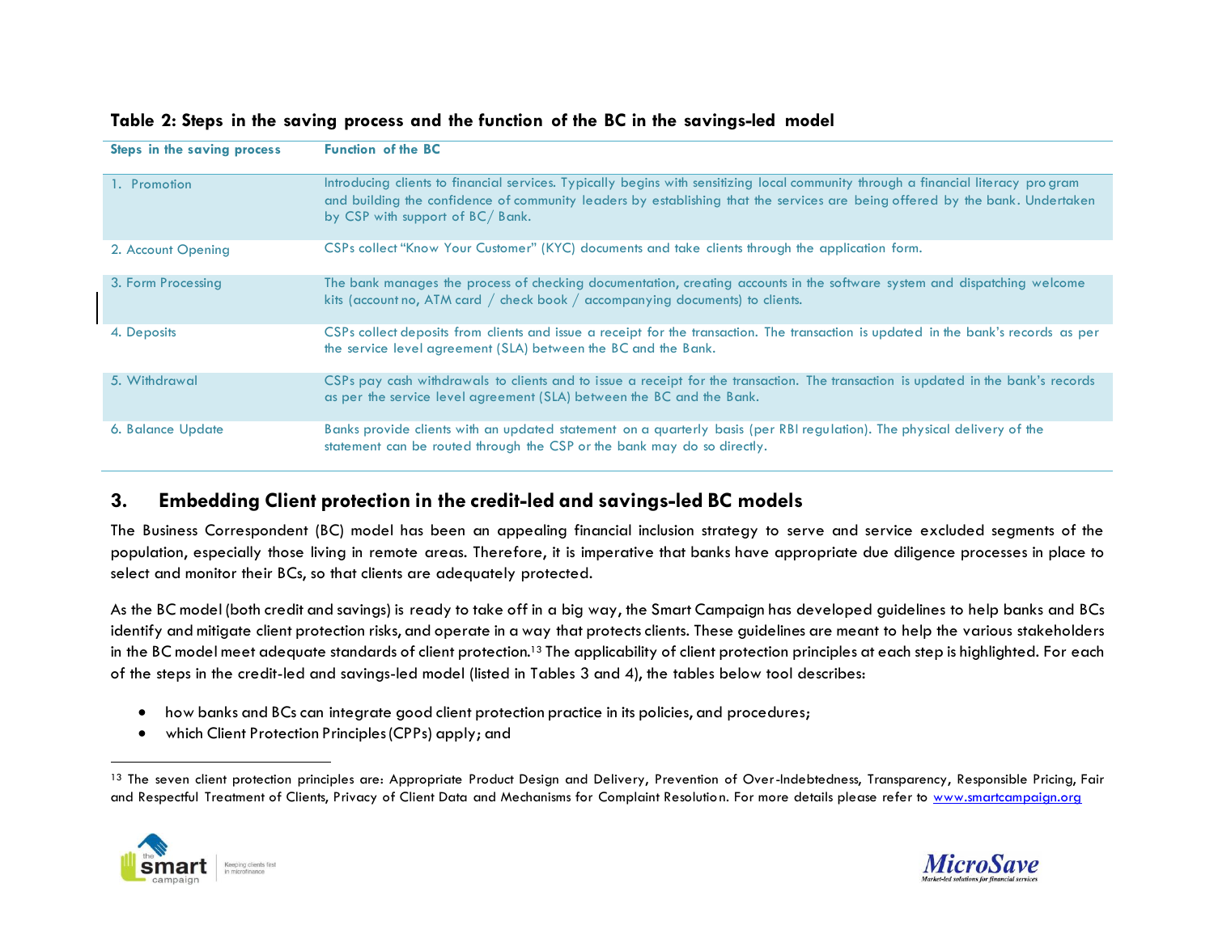**Table 2: Steps in the saving process and the function of the BC in the savings-led model**

| Steps in the saving process | Function of the BC |
|---|---|
| 1. Promotion | Introducing clients to financial services. Typically begins with sensitizing local community through a financial literacy program and building the confidence of community leaders by establishing that the services are being offered by the bank. Undertaken by CSP with support of BC/ Bank. |
| 2. Account Opening | CSPs collect "Know Your Customer" (KYC) documents and take clients through the application form. |
| 3. Form Processing | The bank manages the process of checking documentation, creating accounts in the software system and dispatching welcome kits (account no, ATM card / check book / accompanying documents) to clients. |
| 4. Deposits | CSPs collect deposits from clients and issue a receipt for the transaction. The transaction is updated in the bank's records as per the service level agreement (SLA) between the BC and the Bank. |
| 5. Withdrawal | CSPs pay cash withdrawals to clients and to issue a receipt for the transaction. The transaction is updated in the bank's records as per the service level agreement (SLA) between the BC and the Bank. |
| 6. Balance Update | Banks provide clients with an updated statement on a quarterly basis (per RBI regulation). The physical delivery of the statement can be routed through the CSP or the bank may do so directly. |

## 3. Embedding Client protection in the credit-led and savings-led BC models

The Business Correspondent (BC) model has been an appealing financial inclusion strategy to serve and service excluded segments of the population, especially those living in remote areas. Therefore, it is imperative that banks have appropriate due diligence processes in place to select and monitor their BCs, so that clients are adequately protected.

As the BC model (both credit and savings) is ready to take off in a big way, the Smart Campaign has developed guidelines to help banks and BCs identify and mitigate client protection risks, and operate in a way that protects clients. These guidelines are meant to help the various stakeholders in the BC model meet adequate standards of client protection.[13] The applicability of client protection principles at each step is highlighted. For each of the steps in the credit-led and savings-led model (listed in Tables 3 and 4), the tables below tool describes:

- how banks and BCs can integrate good client protection practice in its policies, and procedures;
- which Client Protection Principles (CPPs) apply; and

[13] The seven client protection principles are: Appropriate Product Design and Delivery, Prevention of Over-Indebtedness, Transparency, Responsible Pricing, Fair and Respectful Treatment of Clients, Privacy of Client Data and Mechanisms for Complaint Resolution. For more details please refer to www.smartcampaign.org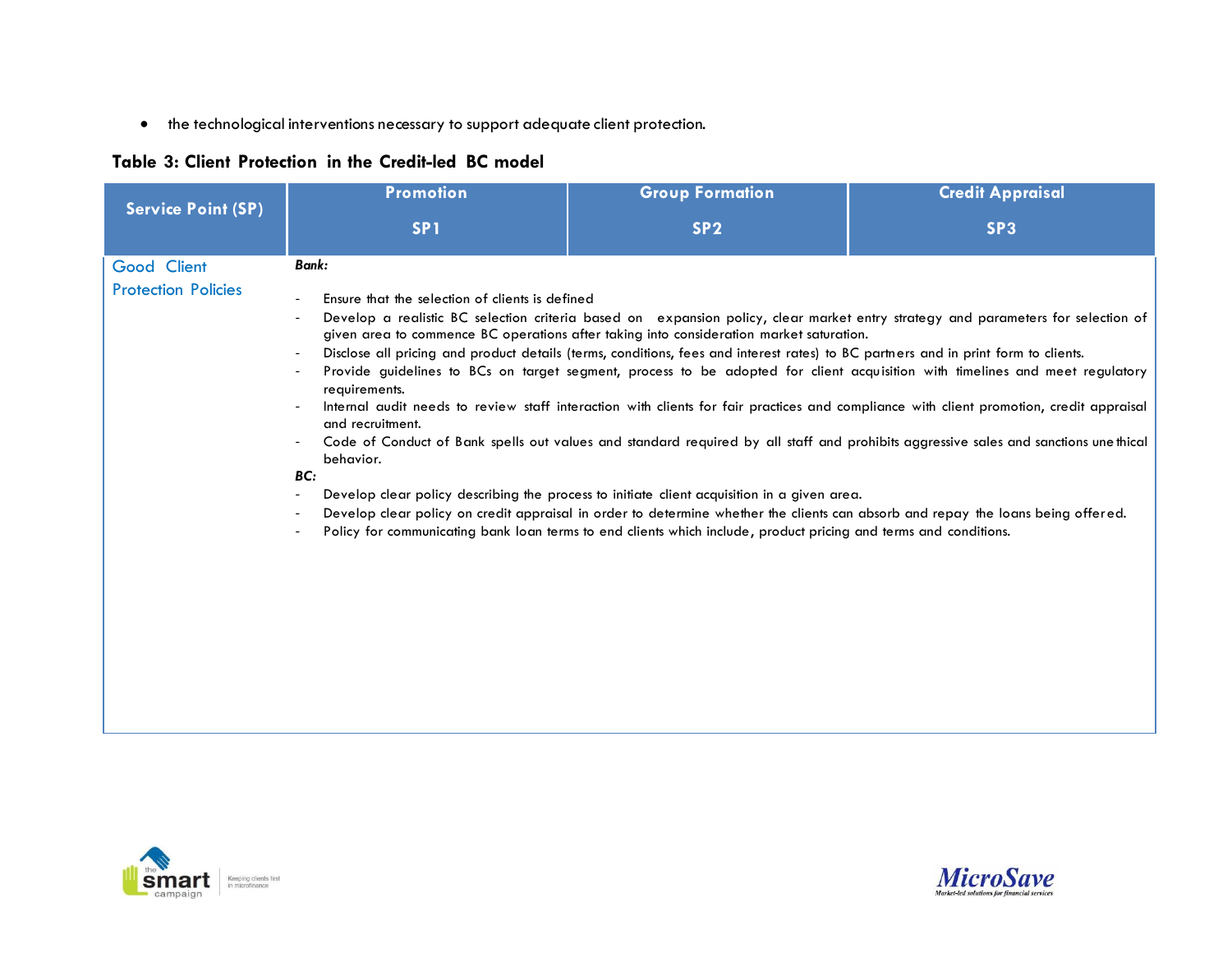- the technological interventions necessary to support adequate client protection.

**Table 3: Client Protection in the Credit-led BC model**

| Service Point (SP) | Promotion SP1 | Group Formation SP2 | Credit Appraisal SP3 |
|---|---|---|---|
| Good Client Protection Policies | ***Bank:*** <br>- Ensure that the selection of clients is defined <br>- Develop a realistic BC selection criteria based on expansion policy, clear market entry strategy and parameters for selection of given area to commence BC operations after taking into consideration market saturation. <br>- Disclose all pricing and product details (terms, conditions, fees and interest rates) to BC partners and in print form to clients. <br>- Provide guidelines to BCs on target segment, process to be adopted for client acquisition with timelines and meet regulatory requirements. <br>- Internal audit needs to review staff interaction with clients for fair practices and compliance with client promotion, credit appraisal and recruitment. <br>- Code of Conduct of Bank spells out values and standard required by all staff and prohibits aggressive sales and sanctions unethical behavior. <br>***BC:*** <br>- Develop clear policy describing the process to initiate client acquisition in a given area. <br>- Develop clear policy on credit appraisal in order to determine whether the clients can absorb and repay the loans being offered. <br>- Policy for communicating bank loan terms to end clients which include, product pricing and terms and conditions. | | |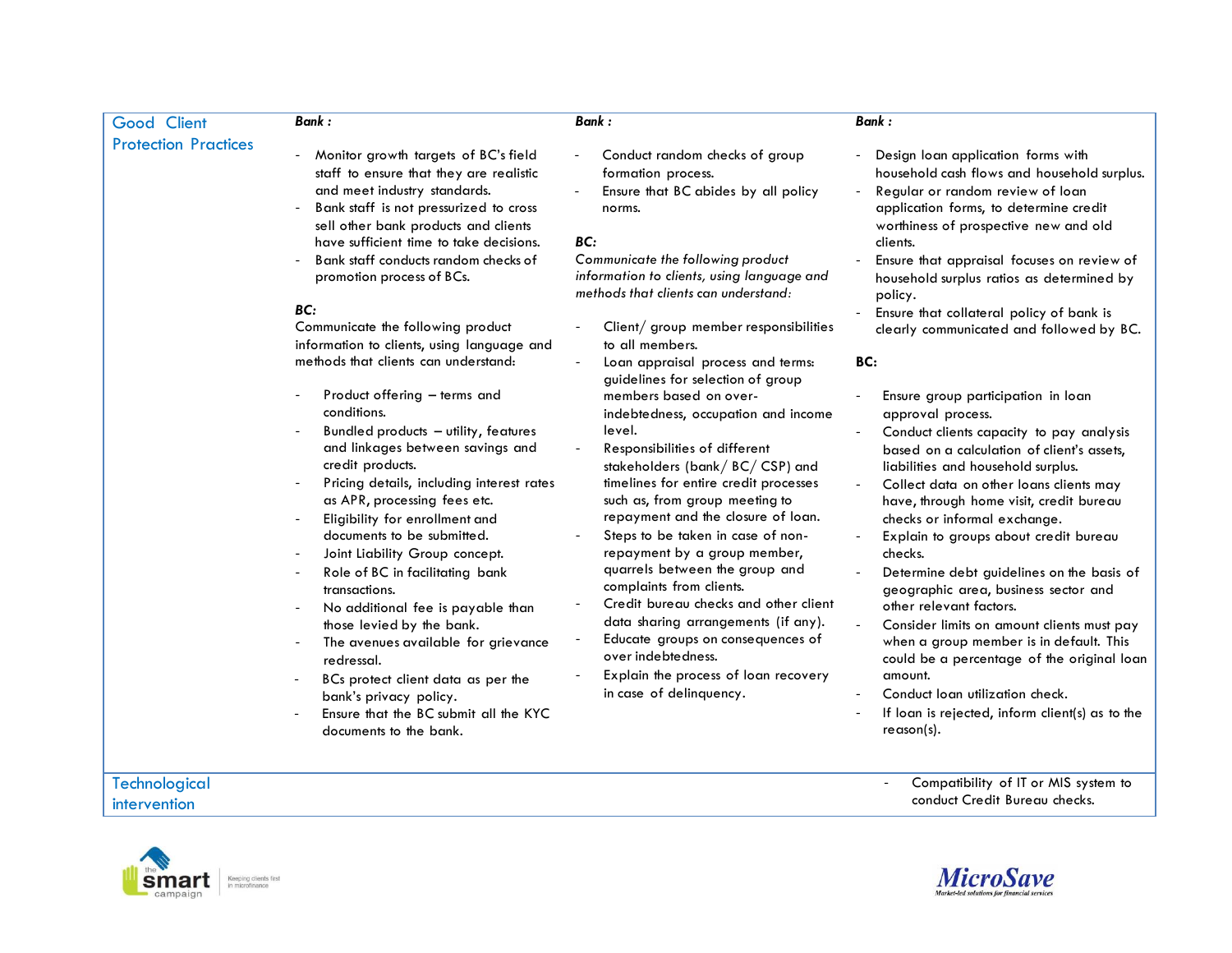| Good Client Protection Practices | **Bank :**<br><br>- Monitor growth targets of BC's field staff to ensure that they are realistic and meet industry standards.<br>- Bank staff is not pressurized to cross sell other bank products and clients have sufficient time to take decisions.<br>- Bank staff conducts random checks of promotion process of BCs.<br><br>**BC:**<br>Communicate the following product information to clients, using language and methods that clients can understand:<br><br>- Product offering – terms and conditions.<br>- Bundled products – utility, features and linkages between savings and credit products.<br>- Pricing details, including interest rates as APR, processing fees etc.<br>- Eligibility for enrollment and documents to be submitted.<br>- Joint Liability Group concept.<br>- Role of BC in facilitating bank transactions.<br>- No additional fee is payable than those levied by the bank.<br>- The avenues available for grievance redressal.<br>- BCs protect client data as per the bank's privacy policy.<br>- Ensure that the BC submit all the KYC documents to the bank. | **Bank :**<br><br>- Conduct random checks of group formation process.<br>- Ensure that BC abides by all policy norms.<br><br>**BC:**<br>*Communicate the following product information to clients, using language and methods that clients can understand:*<br><br>- Client/ group member responsibilities to all members.<br>- Loan appraisal process and terms: guidelines for selection of group members based on over-indebtedness, occupation and income level.<br>- Responsibilities of different stakeholders (bank/ BC/ CSP) and timelines for entire credit processes such as, from group meeting to repayment and the closure of loan.<br>- Steps to be taken in case of non-repayment by a group member, quarrels between the group and complaints from clients.<br>- Credit bureau checks and other client data sharing arrangements (if any).<br>- Educate groups on consequences of over indebtedness.<br>- Explain the process of loan recovery in case of delinquency. | **Bank :**<br><br>- Design loan application forms with household cash flows and household surplus.<br>- Regular or random review of loan application forms, to determine credit worthiness of prospective new and old clients.<br>- Ensure that appraisal focuses on review of household surplus ratios as determined by policy.<br>- Ensure that collateral policy of bank is clearly communicated and followed by BC.<br><br>**BC:**<br><br>- Ensure group participation in loan approval process.<br>- Conduct clients capacity to pay analysis based on a calculation of client's assets, liabilities and household surplus.<br>- Collect data on other loans clients may have, through home visit, credit bureau checks or informal exchange.<br>- Explain to groups about credit bureau checks.<br>- Determine debt guidelines on the basis of geographic area, business sector and other relevant factors.<br>- Consider limits on amount clients must pay when a group member is in default. This could be a percentage of the original loan amount.<br>- Conduct loan utilization check.<br>- If loan is rejected, inform client(s) as to the reason(s). |
|---|---|---|---|
| Technological intervention | | | - Compatibility of IT or MIS system to conduct Credit Bureau checks. |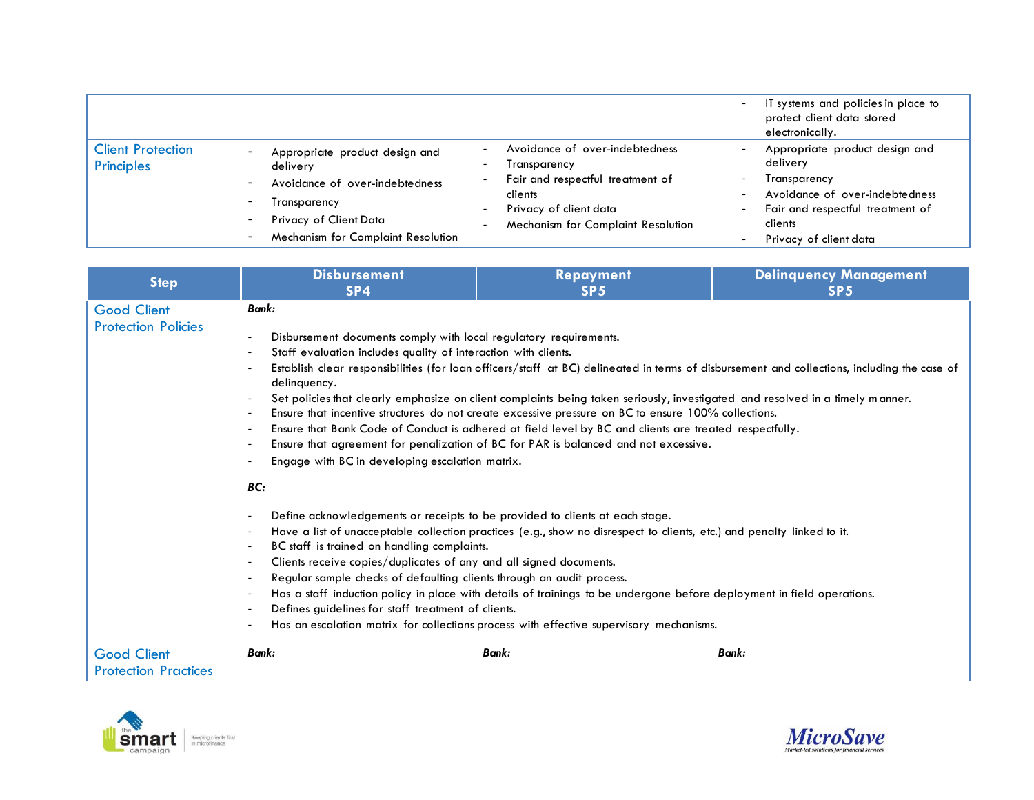| | | | |
|---|---|---|---|
| | | | - IT systems and policies in place to protect client data stored electronically. |
| Client Protection Principles | - Appropriate product design and delivery<br>- Avoidance of over-indebtedness<br>- Transparency<br>- Privacy of Client Data<br>- Mechanism for Complaint Resolution | - Avoidance of over-indebtedness<br>- Transparency<br>- Fair and respectful treatment of clients<br>- Privacy of client data<br>- Mechanism for Complaint Resolution | - Appropriate product design and delivery<br>- Transparency<br>- Avoidance of over-indebtedness<br>- Fair and respectful treatment of clients<br>- Privacy of client data |

| Step | Disbursement SP4 | Repayment SP5 | Delinquency Management SP5 |
|---|---|---|---|
| Good Client Protection Policies | ***Bank:***<br>- Disbursement documents comply with local regulatory requirements.<br>- Staff evaluation includes quality of interaction with clients.<br>- Establish clear responsibilities (for loan officers/staff at BC) delineated in terms of disbursement and collections, including the case of delinquency.<br>- Set policies that clearly emphasize on client complaints being taken seriously, investigated and resolved in a timely manner.<br>- Ensure that incentive structures do not create excessive pressure on BC to ensure 100% collections.<br>- Ensure that Bank Code of Conduct is adhered at field level by BC and clients are treated respectfully.<br>- Ensure that agreement for penalization of BC for PAR is balanced and not excessive.<br>- Engage with BC in developing escalation matrix.<br><br>***BC:***<br>- Define acknowledgements or receipts to be provided to clients at each stage.<br>- Have a list of unacceptable collection practices (e.g., show no disrespect to clients, etc.) and penalty linked to it.<br>- BC staff is trained on handling complaints.<br>- Clients receive copies/duplicates of any and all signed documents.<br>- Regular sample checks of defaulting clients through an audit process.<br>- Has a staff induction policy in place with details of trainings to be undergone before deployment in field operations.<br>- Defines guidelines for staff treatment of clients.<br>- Has an escalation matrix for collections process with effective supervisory mechanisms. | | |
| Good Client Protection Practices | ***Bank:*** | ***Bank:*** | ***Bank:*** |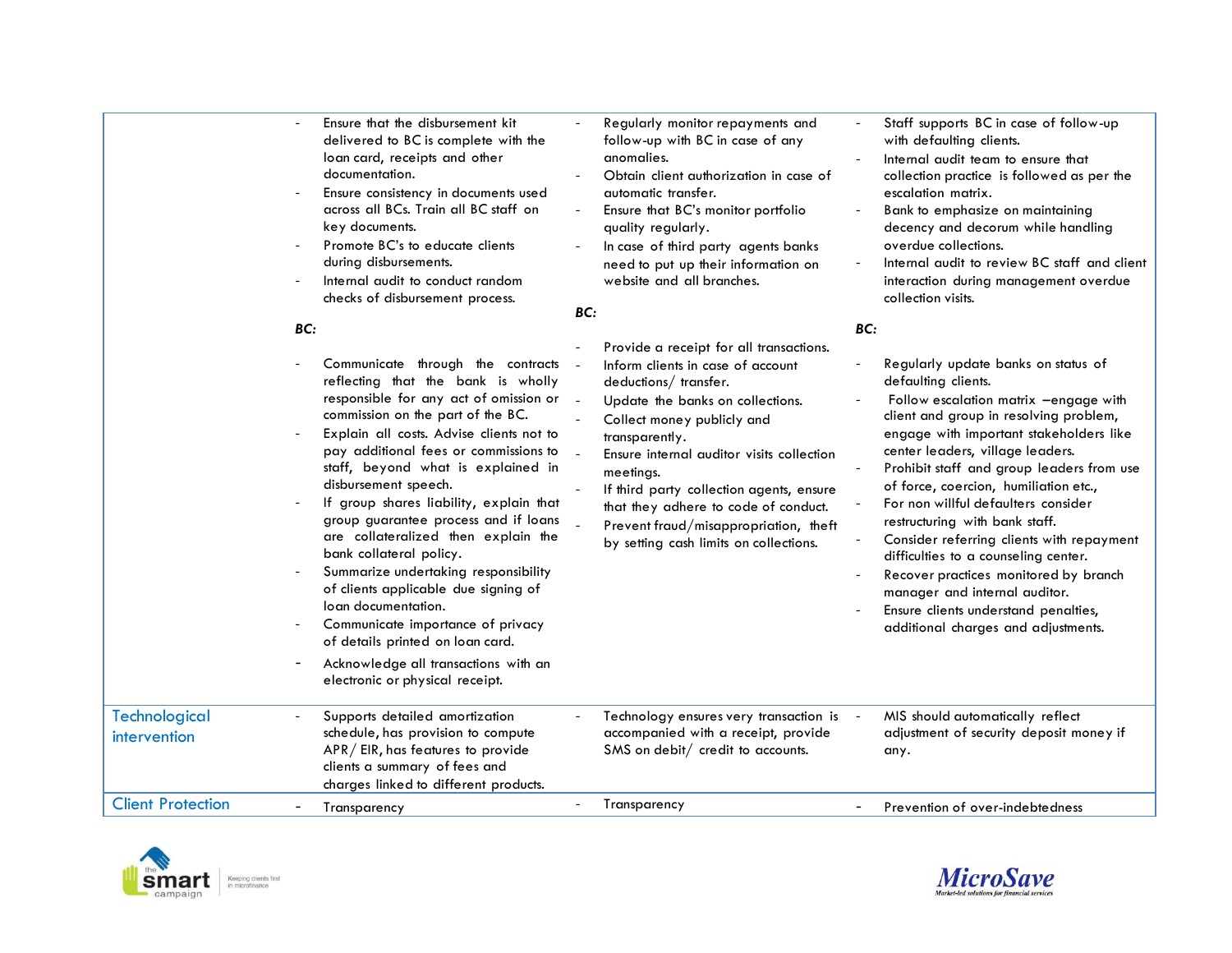| | | | |
|---|---|---|---|
| | - Ensure that the disbursement kit delivered to BC is complete with the loan card, receipts and other documentation.<br>- Ensure consistency in documents used across all BCs. Train all BC staff on key documents.<br>- Promote BC's to educate clients during disbursements.<br>- Internal audit to conduct random checks of disbursement process.<br><br>**BC:**<br><br>- Communicate through the contracts reflecting that the bank is wholly responsible for any act of omission or commission on the part of the BC.<br>- Explain all costs. Advise clients not to pay additional fees or commissions to staff, beyond what is explained in disbursement speech.<br>- If group shares liability, explain that group guarantee process and if loans are collateralized then explain the bank collateral policy.<br>- Summarize undertaking responsibility of clients applicable due signing of loan documentation.<br>- Communicate importance of privacy of details printed on loan card.<br>- Acknowledge all transactions with an electronic or physical receipt. | - Regularly monitor repayments and follow-up with BC in case of any anomalies.<br>- Obtain client authorization in case of automatic transfer.<br>- Ensure that BC's monitor portfolio quality regularly.<br>- In case of third party agents banks need to put up their information on website and all branches.<br><br>**BC:**<br><br>- Provide a receipt for all transactions.<br>- Inform clients in case of account deductions/ transfer.<br>- Update the banks on collections.<br>- Collect money publicly and transparently.<br>- Ensure internal auditor visits collection meetings.<br>- If third party collection agents, ensure that they adhere to code of conduct.<br>- Prevent fraud/misappropriation, theft by setting cash limits on collections. | - Staff supports BC in case of follow-up with defaulting clients.<br>- Internal audit team to ensure that collection practice is followed as per the escalation matrix.<br>- Bank to emphasize on maintaining decency and decorum while handling overdue collections.<br>- Internal audit to review BC staff and client interaction during management overdue collection visits.<br><br>**BC:**<br><br>- Regularly update banks on status of defaulting clients.<br>- Follow escalation matrix –engage with client and group in resolving problem, engage with important stakeholders like center leaders, village leaders.<br>- Prohibit staff and group leaders from use of force, coercion, humiliation etc.,<br>- For non willful defaulters consider restructuring with bank staff.<br>- Consider referring clients with repayment difficulties to a counseling center.<br>- Recover practices monitored by branch manager and internal auditor.<br>- Ensure clients understand penalties, additional charges and adjustments. |
| Technological intervention | - Supports detailed amortization schedule, has provision to compute APR/ EIR, has features to provide clients a summary of fees and charges linked to different products. | - Technology ensures very transaction is accompanied with a receipt, provide SMS on debit/ credit to accounts. | - MIS should automatically reflect adjustment of security deposit money if any. |
| Client Protection | - Transparency | - Transparency | - Prevention of over-indebtedness |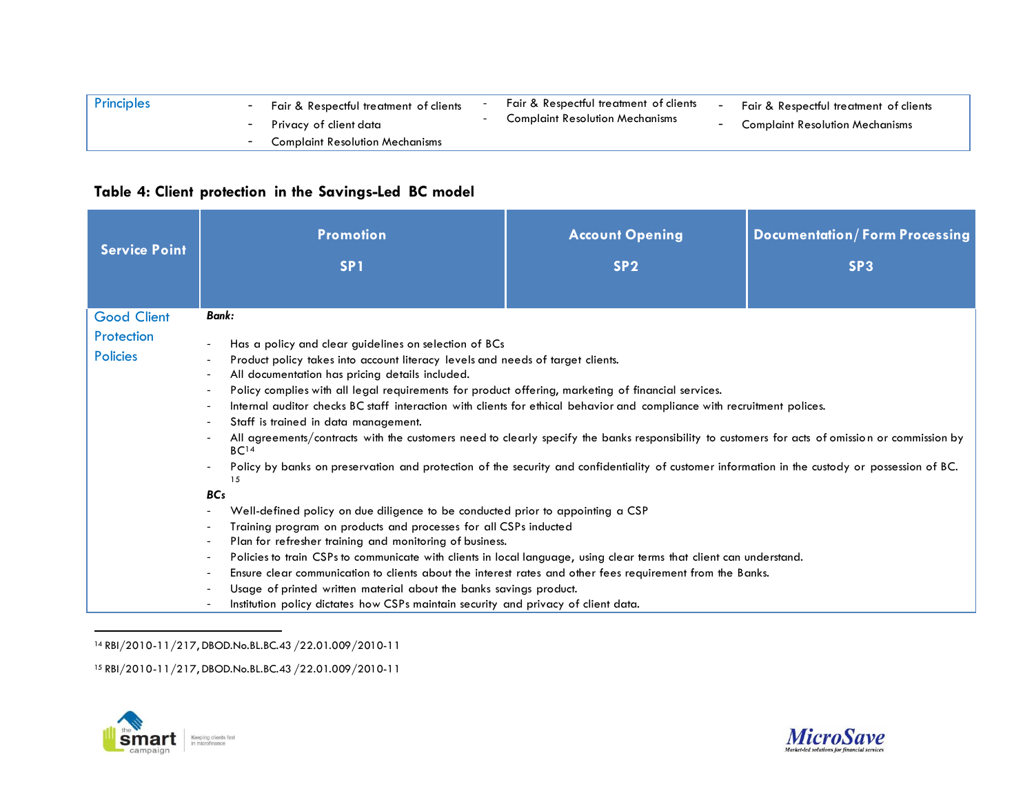| Principles | - Fair & Respectful treatment of clients<br>- Privacy of client data<br>- Complaint Resolution Mechanisms | - Fair & Respectful treatment of clients<br>- Complaint Resolution Mechanisms | - Fair & Respectful treatment of clients<br>- Complaint Resolution Mechanisms |
|---|---|---|---|

**Table 4: Client protection in the Savings-Led BC model**

| Service Point | Promotion<br><br>SP1 | Account Opening<br><br>SP2 | Documentation/ Form Processing<br><br>SP3 |
|---|---|---|---|
| Good Client Protection Policies | ***Bank:***<br>- Has a policy and clear guidelines on selection of BCs<br>- Product policy takes into account literacy levels and needs of target clients.<br>- All documentation has pricing details included.<br>- Policy complies with all legal requirements for product offering, marketing of financial services.<br>- Internal auditor checks BC staff interaction with clients for ethical behavior and compliance with recruitment polices.<br>- Staff is trained in data management.<br>- All agreements/contracts with the customers need to clearly specify the banks responsibility to customers for acts of omission or commission by BC[14]<br>- Policy by banks on preservation and protection of the security and confidentiality of customer information in the custody or possession of BC.[15]<br>***BCs***<br>- Well-defined policy on due diligence to be conducted prior to appointing a CSP<br>- Training program on products and processes for all CSPs inducted<br>- Plan for refresher training and monitoring of business.<br>- Policies to train CSPs to communicate with clients in local language, using clear terms that client can understand.<br>- Ensure clear communication to clients about the interest rates and other fees requirement from the Banks.<br>- Usage of printed written material about the banks savings product.<br>- Institution policy dictates how CSPs maintain security and privacy of client data. | | |

[14] RBI/2010-11/217, DBOD.No.BL.BC.43 /22.01.009/2010-11

[15] RBI/2010-11/217, DBOD.No.BL.BC.43 /22.01.009/2010-11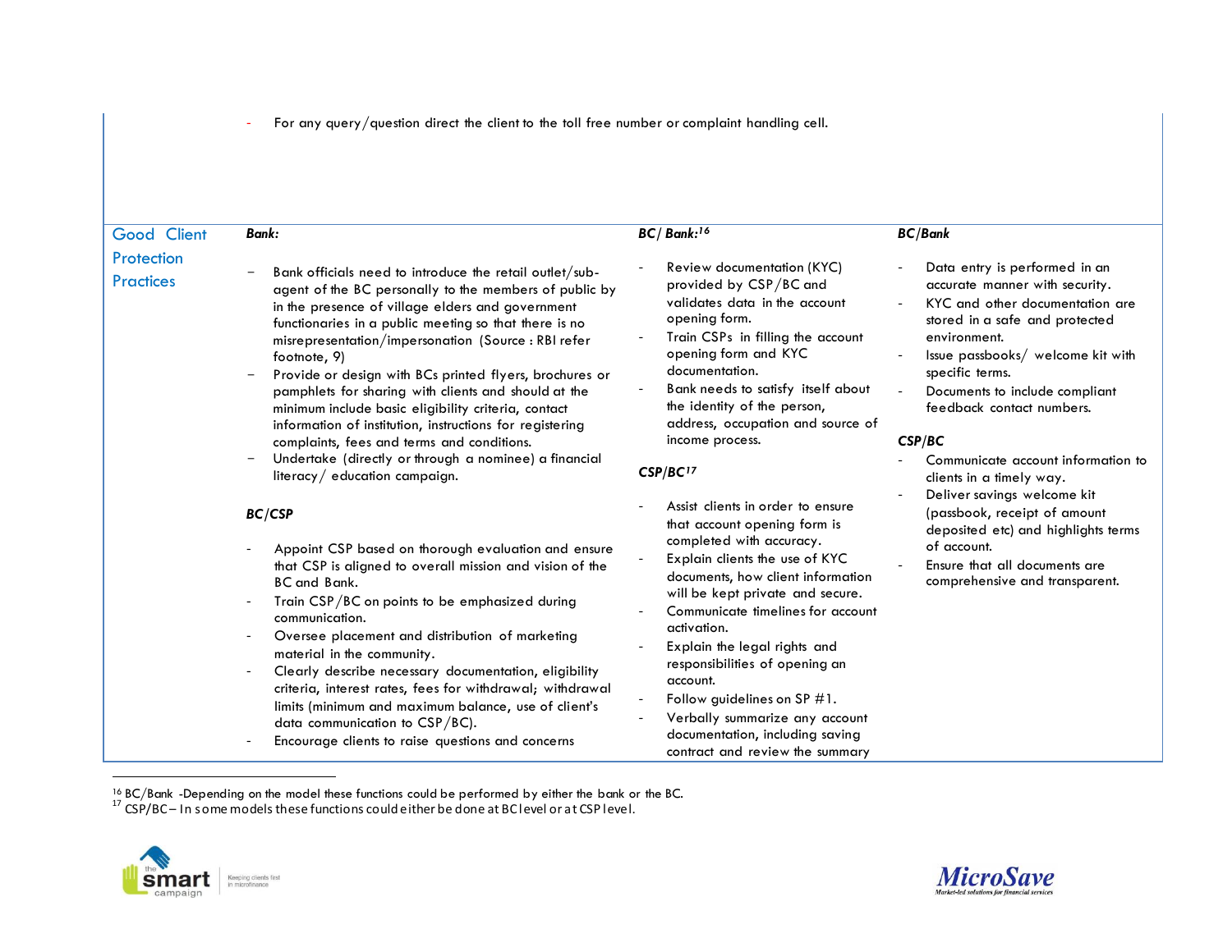| | | | |
|---|---|---|---|
| | - For any query/question direct the client to the toll free number or complaint handling cell. | | |
| Good Client Protection Practices | ***Bank:***<br><br>– Bank officials need to introduce the retail outlet/sub-agent of the BC personally to the members of public by in the presence of village elders and government functionaries in a public meeting so that there is no misrepresentation/impersonation (Source : RBI refer footnote, 9)<br>– Provide or design with BCs printed flyers, brochures or pamphlets for sharing with clients and should at the minimum include basic eligibility criteria, contact information of institution, instructions for registering complaints, fees and terms and conditions.<br>– Undertake (directly or through a nominee) a financial literacy/ education campaign.<br><br>***BC/CSP***<br><br>- Appoint CSP based on thorough evaluation and ensure that CSP is aligned to overall mission and vision of the BC and Bank.<br>- Train CSP/BC on points to be emphasized during communication.<br>- Oversee placement and distribution of marketing material in the community.<br>- Clearly describe necessary documentation, eligibility criteria, interest rates, fees for withdrawal; withdrawal limits (minimum and maximum balance, use of client's data communication to CSP/BC).<br>- Encourage clients to raise questions and concerns | ***BC/ Bank:***[16]<br><br>- Review documentation (KYC) provided by CSP/BC and validates data in the account opening form.<br>- Train CSPs in filling the account opening form and KYC documentation.<br>- Bank needs to satisfy itself about the identity of the person, address, occupation and source of income process.<br><br>***CSP/BC***[17]<br><br>- Assist clients in order to ensure that account opening form is completed with accuracy.<br>- Explain clients the use of KYC documents, how client information will be kept private and secure.<br>- Communicate timelines for account activation.<br>- Explain the legal rights and responsibilities of opening an account.<br>- Follow guidelines on SP #1.<br>- Verbally summarize any account documentation, including saving contract and review the summary | ***BC/Bank***<br><br>- Data entry is performed in an accurate manner with security.<br>- KYC and other documentation are stored in a safe and protected environment.<br>- Issue passbooks/ welcome kit with specific terms.<br>- Documents to include compliant feedback contact numbers.<br><br>***CSP/BC***<br><br>- Communicate account information to clients in a timely way.<br>- Deliver savings welcome kit (passbook, receipt of amount deposited etc) and highlights terms of account.<br>- Ensure that all documents are comprehensive and transparent. |

[16] BC/Bank -Depending on the model these functions could be performed by either the bank or the BC.
[17] CSP/BC – In some models these functions could either be done at BC level or at CSP level.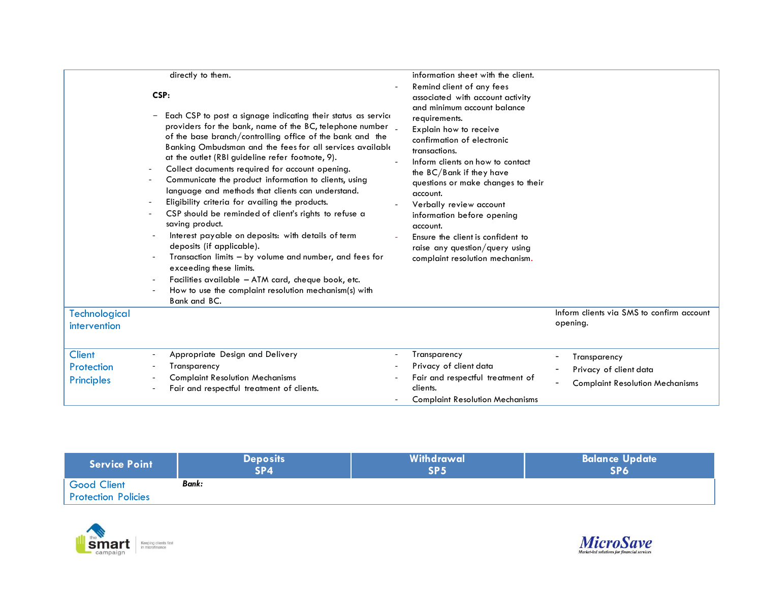| | | | |
|---|---|---|---|
| | directly to them.<br><br>**CSP:**<br><br>- Each CSP to post a signage indicating their status as service providers for the bank, name of the BC, telephone number of the base branch/controlling office of the bank and the Banking Ombudsman and the fees for all services available at the outlet (RBI guideline refer footnote, 9).<br>- Collect documents required for account opening.<br>- Communicate the product information to clients, using language and methods that clients can understand.<br>- Eligibility criteria for availing the products.<br>- CSP should be reminded of client's rights to refuse a saving product.<br>- Interest payable on deposits: with details of term deposits (if applicable).<br>- Transaction limits – by volume and number, and fees for exceeding these limits.<br>- Facilities available – ATM card, cheque book, etc.<br>- How to use the complaint resolution mechanism(s) with Bank and BC. | information sheet with the client.<br>- Remind client of any fees associated with account activity and minimum account balance requirements.<br>- Explain how to receive confirmation of electronic transactions.<br>- Inform clients on how to contact the BC/Bank if they have questions or make changes to their account.<br>- Verbally review account information before opening account.<br>- Ensure the client is confident to raise any question/query using complaint resolution mechanism. | |
| Technological intervention | | | Inform clients via SMS to confirm account opening. |
| Client Protection Principles | - Appropriate Design and Delivery<br>- Transparency<br>- Complaint Resolution Mechanisms<br>- Fair and respectful treatment of clients. | - Transparency<br>- Privacy of client data<br>- Fair and respectful treatment of clients.<br>- Complaint Resolution Mechanisms | - Transparency<br>- Privacy of client data<br>- Complaint Resolution Mechanisms |

| Service Point | Deposits SP4 | Withdrawal SP5 | Balance Update SP6 |
|---|---|---|---|
| Good Client Protection Policies | ***Bank:*** | | |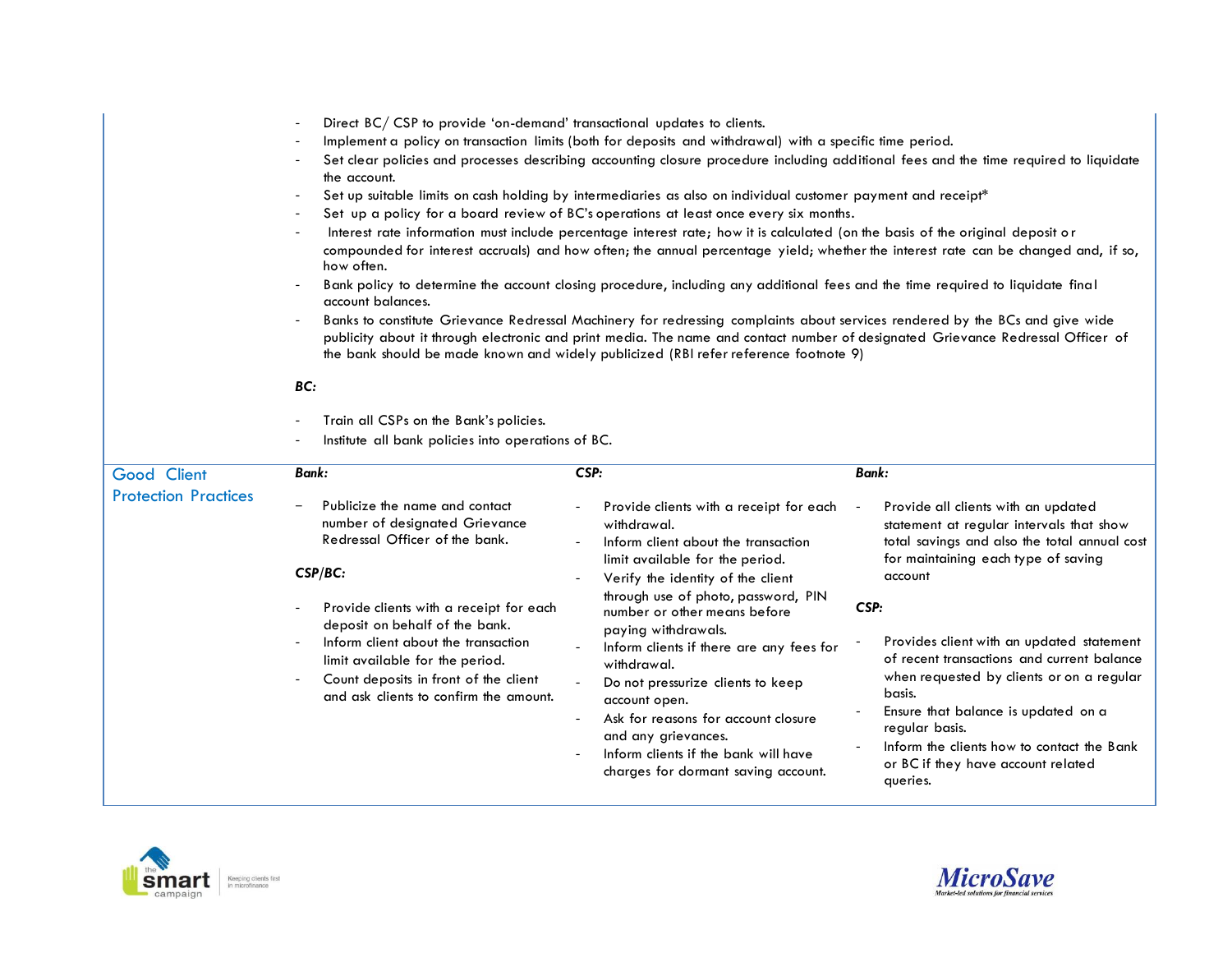- Direct BC/ CSP to provide 'on-demand' transactional updates to clients.
- Implement a policy on transaction limits (both for deposits and withdrawal) with a specific time period.
- Set clear policies and processes describing accounting closure procedure including additional fees and the time required to liquidate the account.
- Set up suitable limits on cash holding by intermediaries as also on individual customer payment and receipt*
- Set up a policy for a board review of BC's operations at least once every six months.
- Interest rate information must include percentage interest rate; how it is calculated (on the basis of the original deposit or compounded for interest accruals) and how often; the annual percentage yield; whether the interest rate can be changed and, if so, how often.
- Bank policy to determine the account closing procedure, including any additional fees and the time required to liquidate final account balances.
- Banks to constitute Grievance Redressal Machinery for redressing complaints about services rendered by the BCs and give wide publicity about it through electronic and print media. The name and contact number of designated Grievance Redressal Officer of the bank should be made known and widely publicized (RBI refer reference footnote 9)

***BC:***

- Train all CSPs on the Bank's policies.
- Institute all bank policies into operations of BC.

| | | | |
|---|---|---|---|
| Good Client Protection Practices | ***Bank:***<br><br>– Publicize the name and contact number of designated Grievance Redressal Officer of the bank.<br><br>***CSP/BC:***<br><br>- Provide clients with a receipt for each deposit on behalf of the bank.<br>- Inform client about the transaction limit available for the period.<br>- Count deposits in front of the client and ask clients to confirm the amount. | ***CSP:***<br><br>- Provide clients with a receipt for each withdrawal.<br>- Inform client about the transaction limit available for the period.<br>- Verify the identity of the client through use of photo, password, PIN number or other means before paying withdrawals.<br>- Inform clients if there are any fees for withdrawal.<br>- Do not pressurize clients to keep account open.<br>- Ask for reasons for account closure and any grievances.<br>- Inform clients if the bank will have charges for dormant saving account. | ***Bank:***<br><br>- Provide all clients with an updated statement at regular intervals that show total savings and also the total annual cost for maintaining each type of saving account<br><br>***CSP:***<br><br>- Provides client with an updated statement of recent transactions and current balance when requested by clients or on a regular basis.<br>- Ensure that balance is updated on a regular basis.<br>- Inform the clients how to contact the Bank or BC if they have account related queries. |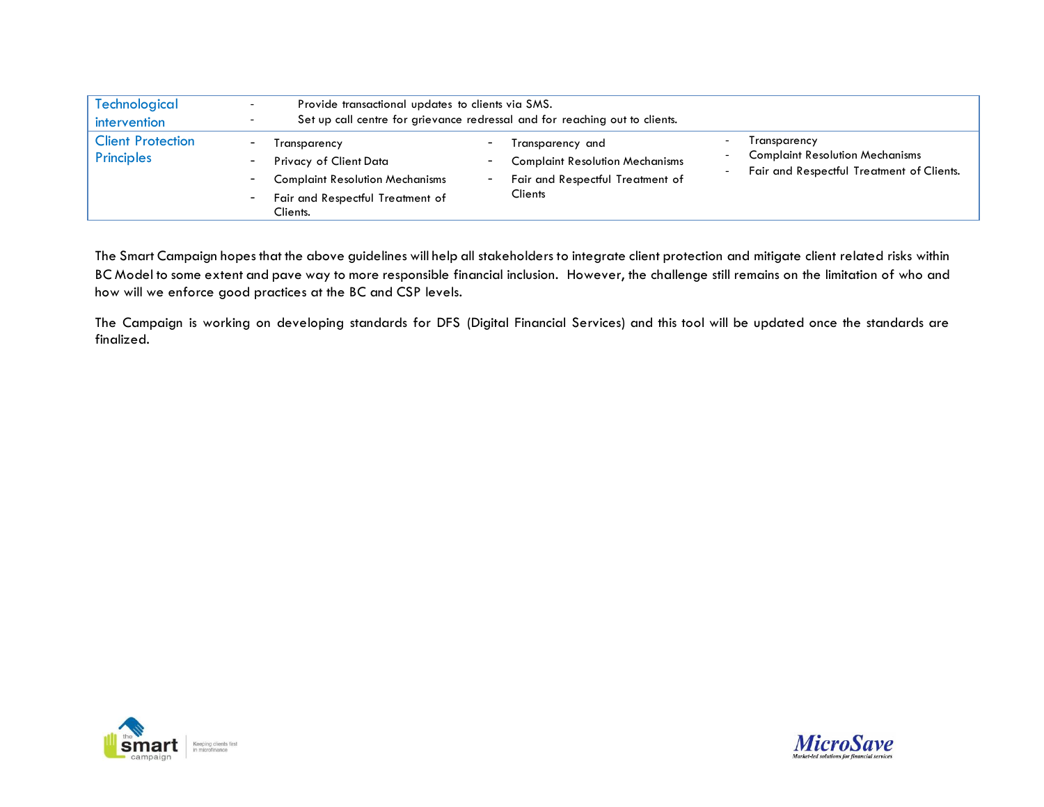| | | | |
|---|---|---|---|
| Technological intervention | - Provide transactional updates to clients via SMS.<br>- Set up call centre for grievance redressal and for reaching out to clients. | | |
| Client Protection Principles | - Transparency<br>- Privacy of Client Data<br>- Complaint Resolution Mechanisms<br>- Fair and Respectful Treatment of Clients. | - Transparency and<br>- Complaint Resolution Mechanisms<br>- Fair and Respectful Treatment of Clients | - Transparency<br>- Complaint Resolution Mechanisms<br>- Fair and Respectful Treatment of Clients. |

The Smart Campaign hopes that the above guidelines will help all stakeholders to integrate client protection and mitigate client related risks within BC Model to some extent and pave way to more responsible financial inclusion. However, the challenge still remains on the limitation of who and how will we enforce good practices at the BC and CSP levels.

The Campaign is working on developing standards for DFS (Digital Financial Services) and this tool will be updated once the standards are finalized.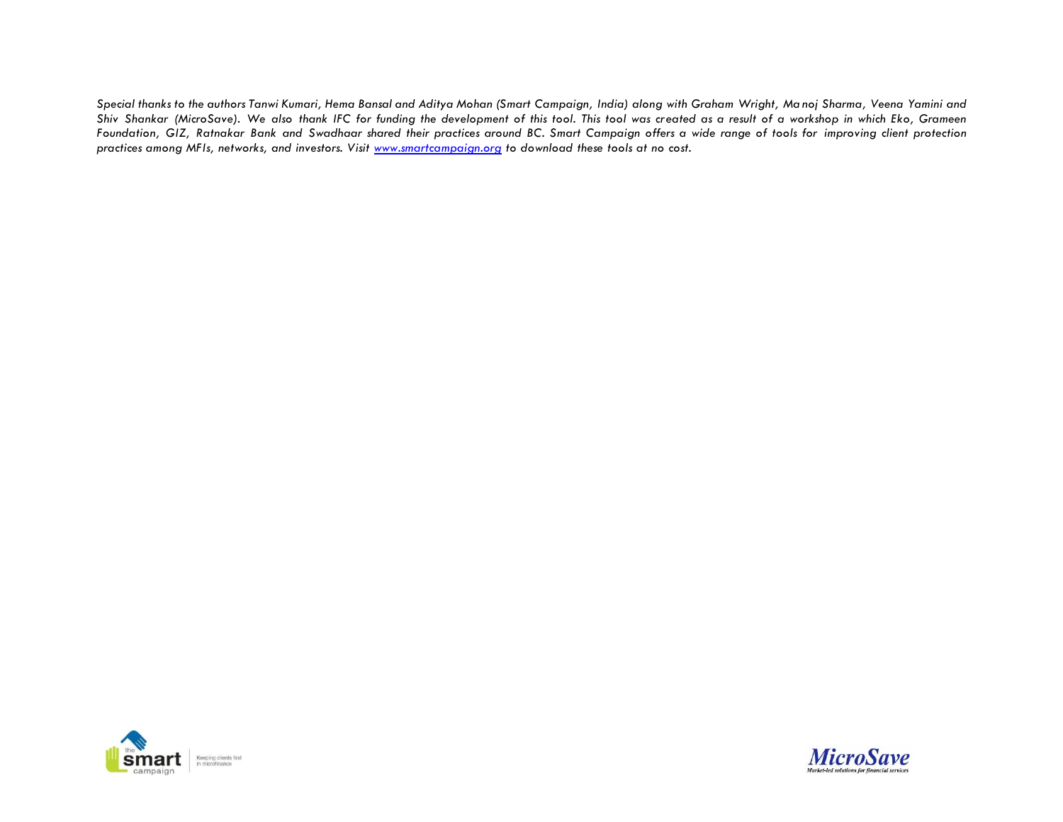*Special thanks to the authors Tanwi Kumari, Hema Bansal and Aditya Mohan (Smart Campaign, India) along with Graham Wright, Manoj Sharma, Veena Yamini and Shiv Shankar (MicroSave). We also thank IFC for funding the development of this tool. This tool was created as a result of a workshop in which Eko, Grameen Foundation, GIZ, Ratnakar Bank and Swadhaar shared their practices around BC. Smart Campaign offers a wide range of tools for improving client protection practices among MFIs, networks, and investors. Visit [www.smartcampaign.org](http://www.smartcampaign.org) to download these tools at no cost.*